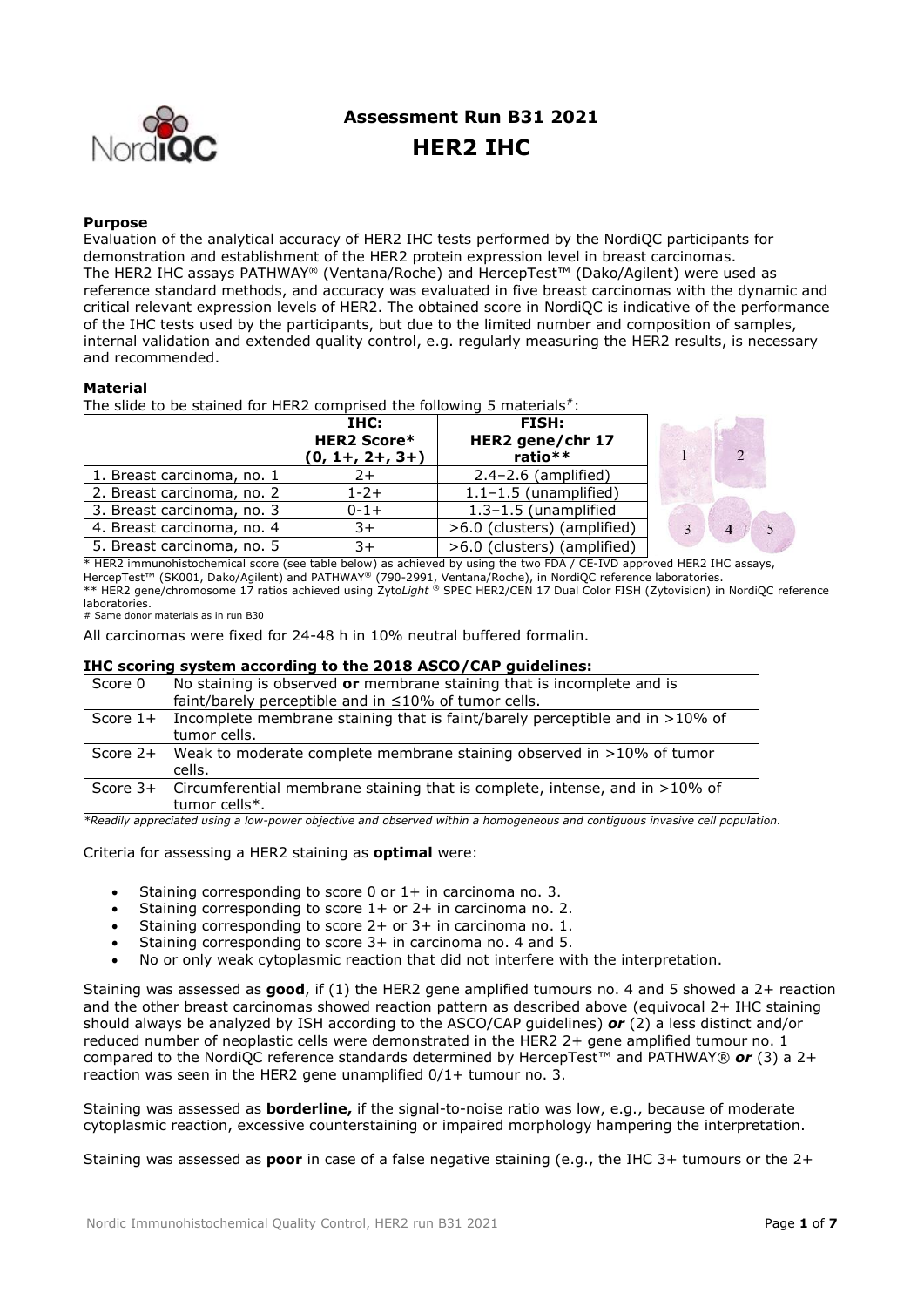# Assessment Run B31 2021

# HER2 IHC

**Purpose**

Evaluation of the analytical accuracy of HER2 IHC tests performed by the NordiQC participants for demonstration and establishment of the HER2 protein expression level in breast carcinomas. The HER2 IHC assays PATHWAY® (Ventana/Roche) and HercepTest™ (Dako/Agilent) were used as reference standard methods, and accuracy was evaluated in five breast carcinomas with the dynamic and critical relevant expression levels of HER2. The obtained score in NordiQC is indicative of the performance of the IHC tests used by the participants, but due to the limited number and composition of samples, internal validation and extended quality control, e.g. regularly measuring the HER2 results, is necessary and recommended.

**Material**

The slide to be stained for HER2 comprised the following 5 materials[#]:

| | IHC: HER2 Score* (0, 1+, 2+, 3+) | FISH: HER2 gene/chr 17 ratio** |
|---|---|---|
| 1. Breast carcinoma, no. 1 | 2+ | 2.4–2.6 (amplified) |
| 2. Breast carcinoma, no. 2 | 1-2+ | 1.1–1.5 (unamplified) |
| 3. Breast carcinoma, no. 3 | 0-1+ | 1.3–1.5 (unamplified |
| 4. Breast carcinoma, no. 4 | 3+ | >6.0 (clusters) (amplified) |
| 5. Breast carcinoma, no. 5 | 3+ | >6.0 (clusters) (amplified) |

\* HER2 immunohistochemical score (see table below) as achieved by using the two FDA / CE-IVD approved HER2 IHC assays, HercepTest™ (SK001, Dako/Agilent) and PATHWAY® (790-2991, Ventana/Roche), in NordiQC reference laboratories.
\** HER2 gene/chromosome 17 ratios achieved using Zyto*Light* ® SPEC HER2/CEN 17 Dual Color FISH (Zytovision) in NordiQC reference laboratories.
\# Same donor materials as in run B30

All carcinomas were fixed for 24-48 h in 10% neutral buffered formalin.

**IHC scoring system according to the 2018 ASCO/CAP guidelines:**

| | |
|---|---|
| Score 0 | No staining is observed **or** membrane staining that is incomplete and is faint/barely perceptible and in ≤10% of tumor cells. |
| Score 1+ | Incomplete membrane staining that is faint/barely perceptible and in >10% of tumor cells. |
| Score 2+ | Weak to moderate complete membrane staining observed in >10% of tumor cells. |
| Score 3+ | Circumferential membrane staining that is complete, intense, and in >10% of tumor cells*. |

*\*Readily appreciated using a low-power objective and observed within a homogeneous and contiguous invasive cell population.*

Criteria for assessing a HER2 staining as **optimal** were:

- Staining corresponding to score 0 or 1+ in carcinoma no. 3.
- Staining corresponding to score 1+ or 2+ in carcinoma no. 2.
- Staining corresponding to score 2+ or 3+ in carcinoma no. 1.
- Staining corresponding to score 3+ in carcinoma no. 4 and 5.
- No or only weak cytoplasmic reaction that did not interfere with the interpretation.

Staining was assessed as **good**, if (1) the HER2 gene amplified tumours no. 4 and 5 showed a 2+ reaction and the other breast carcinomas showed reaction pattern as described above (equivocal 2+ IHC staining should always be analyzed by ISH according to the ASCO/CAP guidelines) ***or*** (2) a less distinct and/or reduced number of neoplastic cells were demonstrated in the HER2 2+ gene amplified tumour no. 1 compared to the NordiQC reference standards determined by HercepTest™ and PATHWAY® ***or*** (3) a 2+ reaction was seen in the HER2 gene unamplified 0/1+ tumour no. 3.

Staining was assessed as **borderline,** if the signal-to-noise ratio was low, e.g., because of moderate cytoplasmic reaction, excessive counterstaining or impaired morphology hampering the interpretation.

Staining was assessed as **poor** in case of a false negative staining (e.g., the IHC 3+ tumours or the 2+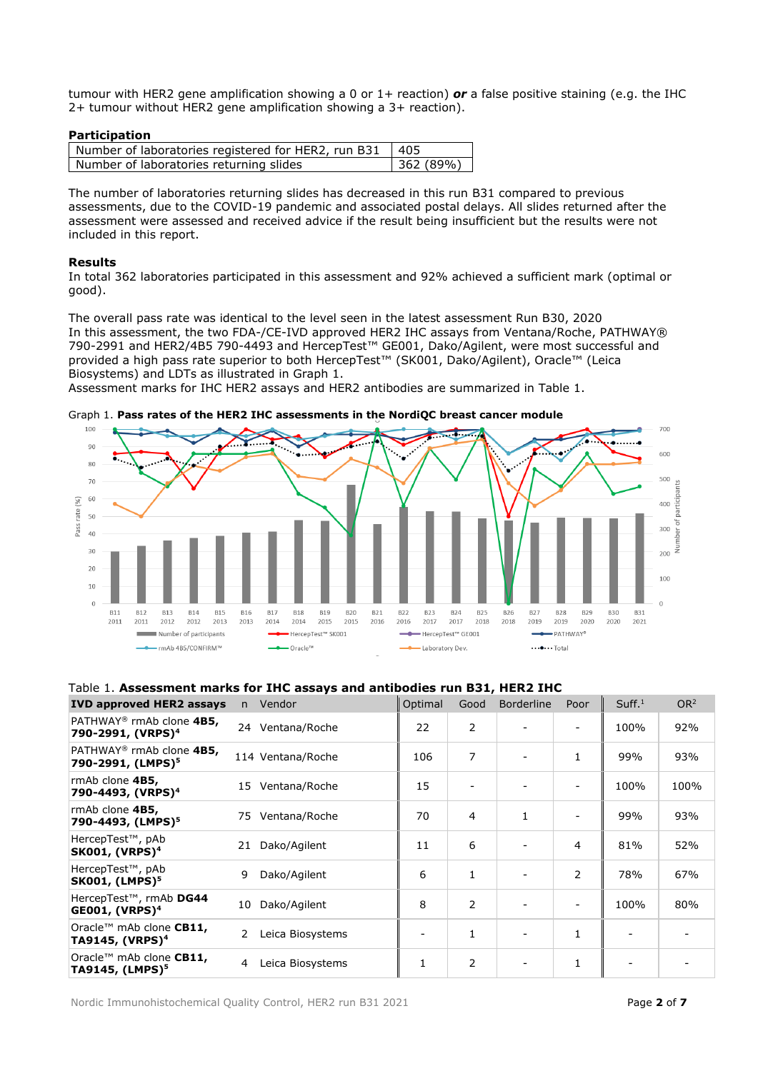tumour with HER2 gene amplification showing a 0 or 1+ reaction) ***or*** a false positive staining (e.g. the IHC 2+ tumour without HER2 gene amplification showing a 3+ reaction).

### Participation

| Number of laboratories registered for HER2, run B31 | 405 |
|---|---|
| Number of laboratories returning slides | 362 (89%) |

The number of laboratories returning slides has decreased in this run B31 compared to previous assessments, due to the COVID-19 pandemic and associated postal delays. All slides returned after the assessment were assessed and received advice if the result being insufficient but the results were not included in this report.

### Results

In total 362 laboratories participated in this assessment and 92% achieved a sufficient mark (optimal or good).

The overall pass rate was identical to the level seen in the latest assessment Run B30, 2020
In this assessment, the two FDA-/CE-IVD approved HER2 IHC assays from Ventana/Roche, PATHWAY® 790-2991 and HER2/4B5 790-4493 and HercepTest™ GE001, Dako/Agilent, were most successful and provided a high pass rate superior to both HercepTest™ (SK001, Dako/Agilent), Oracle™ (Leica Biosystems) and LDTs as illustrated in Graph 1.
Assessment marks for IHC HER2 assays and HER2 antibodies are summarized in Table 1.

Graph 1. **Pass rates of the HER2 IHC assessments in the NordiQC breast cancer module**

Table 1. **Assessment marks for IHC assays and antibodies run B31, HER2 IHC**

| IVD approved HER2 assays | n | Vendor | Optimal | Good | Borderline | Poor | Suff.[1] | OR[2] |
|---|---|---|---|---|---|---|---|---|
| PATHWAY® rmAb clone **4B5, 790-2991, (VRPS)**[4] | 24 | Ventana/Roche | 22 | 2 | - | - | 100% | 92% |
| PATHWAY® rmAb clone **4B5, 790-2991, (LMPS)**[5] | 114 | Ventana/Roche | 106 | 7 | - | 1 | 99% | 93% |
| rmAb clone **4B5, 790-4493, (VRPS)**[4] | 15 | Ventana/Roche | 15 | - | - | - | 100% | 100% |
| rmAb clone **4B5, 790-4493, (LMPS)**[5] | 75 | Ventana/Roche | 70 | 4 | 1 | - | 99% | 93% |
| HercepTest™, pAb **SK001, (VRPS)**[4] | 21 | Dako/Agilent | 11 | 6 | - | 4 | 81% | 52% |
| HercepTest™, pAb **SK001, (LMPS)**[5] | 9 | Dako/Agilent | 6 | 1 | - | 2 | 78% | 67% |
| HercepTest™, rmAb **DG44 GE001, (VRPS)**[4] | 10 | Dako/Agilent | 8 | 2 | - | - | 100% | 80% |
| Oracle™ mAb clone **CB11, TA9145, (VRPS)**[4] | 2 | Leica Biosystems | - | 1 | - | 1 | - | - |
| Oracle™ mAb clone **CB11, TA9145, (LMPS)**[5] | 4 | Leica Biosystems | 1 | 2 | - | 1 | - | - |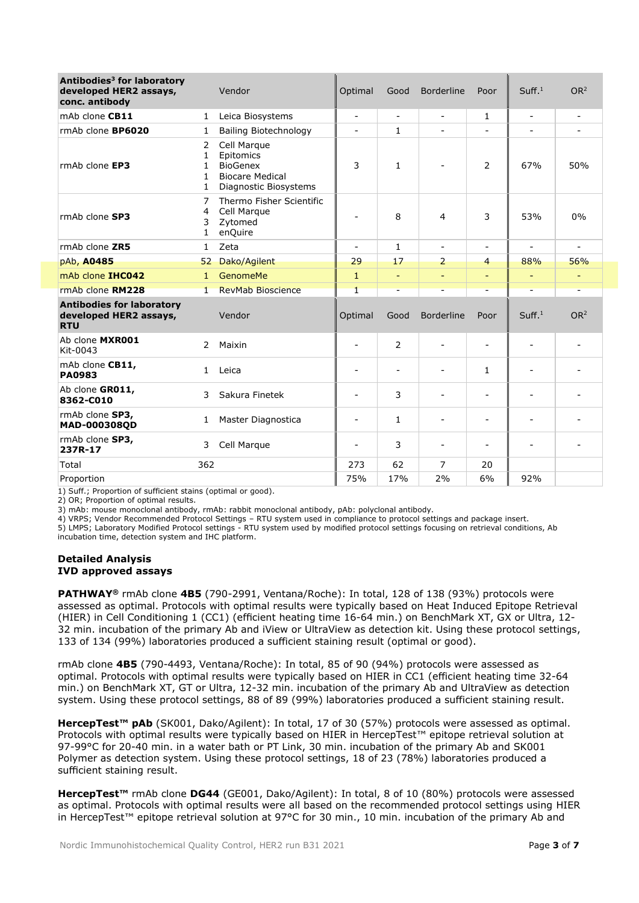| Antibodies[3] for laboratory developed HER2 assays, conc. antibody | | Vendor | Optimal | Good | Borderline | Poor | Suff.[1] | OR[2] |
|---|---|---|---|---|---|---|---|---|
| mAb clone **CB11** | 1 | Leica Biosystems | - | - | - | 1 | - | - |
| rmAb clone **BP6020** | 1 | Bailing Biotechnology | - | 1 | - | - | - | - |
| rmAb clone **EP3** | 2<br>1<br>1<br>1<br>1 | Cell Marque<br>Epitomics<br>BioGenex<br>Biocare Medical<br>Diagnostic Biosystems | 3 | 1 | - | 2 | 67% | 50% |
| rmAb clone **SP3** | 7<br>4<br>3<br>1 | Thermo Fisher Scientific<br>Cell Marque<br>Zytomed<br>enQuire | - | 8 | 4 | 3 | 53% | 0% |
| rmAb clone **ZR5** | 1 | Zeta | - | 1 | - | - | - | - |
| pAb, **A0485** | 52 | Dako/Agilent | 29 | 17 | 2 | 4 | 88% | 56% |
| mAb clone **IHC042** | 1 | GenomeMe | 1 | - | - | - | - | - |
| rmAb clone **RM228** | 1 | RevMab Bioscience | 1 | - | - | - | - | - |
| **Antibodies for laboratory developed HER2 assays, RTU** | | **Vendor** | **Optimal** | **Good** | **Borderline** | **Poor** | **Suff.[1]** | **OR[2]** |
| Ab clone **MXR001** Kit-0043 | 2 | Maixin | - | 2 | - | - | - | - |
| mAb clone **CB11, PA0983** | 1 | Leica | - | - | - | 1 | - | - |
| Ab clone **GR011, 8362-C010** | 3 | Sakura Finetek | - | 3 | - | - | - | - |
| rmAb clone **SP3, MAD-000308QD** | 1 | Master Diagnostica | - | 1 | - | - | - | - |
| rmAb clone **SP3, 237R-17** | 3 | Cell Marque | - | 3 | - | - | - | - |
| Total | 362 | | 273 | 62 | 7 | 20 | | |
| Proportion | | | 75% | 17% | 2% | 6% | 92% | |

1) Suff.; Proportion of sufficient stains (optimal or good).
2) OR; Proportion of optimal results.
3) mAb: mouse monoclonal antibody, rmAb: rabbit monoclonal antibody, pAb: polyclonal antibody.
4) VRPS; Vendor Recommended Protocol Settings – RTU system used in compliance to protocol settings and package insert.
5) LMPS; Laboratory Modified Protocol settings - RTU system used by modified protocol settings focusing on retrieval conditions, Ab incubation time, detection system and IHC platform.

## Detailed Analysis

### IVD approved assays

**PATHWAY®** rmAb clone **4B5** (790-2991, Ventana/Roche): In total, 128 of 138 (93%) protocols were assessed as optimal. Protocols with optimal results were typically based on Heat Induced Epitope Retrieval (HIER) in Cell Conditioning 1 (CC1) (efficient heating time 16-64 min.) on BenchMark XT, GX or Ultra, 12-32 min. incubation of the primary Ab and iView or UltraView as detection kit. Using these protocol settings, 133 of 134 (99%) laboratories produced a sufficient staining result (optimal or good).

rmAb clone **4B5** (790-4493, Ventana/Roche): In total, 85 of 90 (94%) protocols were assessed as optimal. Protocols with optimal results were typically based on HIER in CC1 (efficient heating time 32-64 min.) on BenchMark XT, GT or Ultra, 12-32 min. incubation of the primary Ab and UltraView as detection system. Using these protocol settings, 88 of 89 (99%) laboratories produced a sufficient staining result.

**HercepTest™ pAb** (SK001, Dako/Agilent): In total, 17 of 30 (57%) protocols were assessed as optimal. Protocols with optimal results were typically based on HIER in HercepTest™ epitope retrieval solution at 97-99°C for 20-40 min. in a water bath or PT Link, 30 min. incubation of the primary Ab and SK001 Polymer as detection system. Using these protocol settings, 18 of 23 (78%) laboratories produced a sufficient staining result.

**HercepTest™** rmAb clone **DG44** (GE001, Dako/Agilent): In total, 8 of 10 (80%) protocols were assessed as optimal. Protocols with optimal results were all based on the recommended protocol settings using HIER in HercepTest™ epitope retrieval solution at 97°C for 30 min., 10 min. incubation of the primary Ab and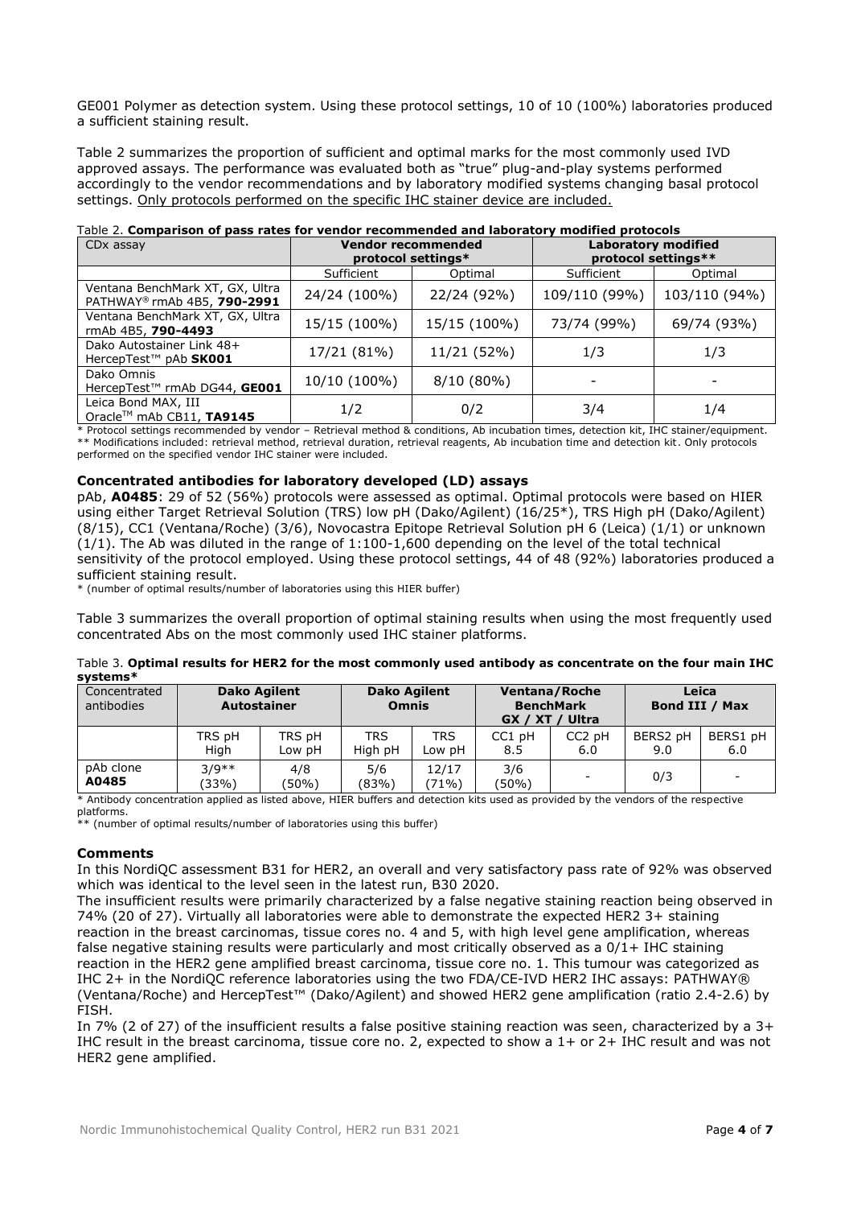GE001 Polymer as detection system. Using these protocol settings, 10 of 10 (100%) laboratories produced a sufficient staining result.

Table 2 summarizes the proportion of sufficient and optimal marks for the most commonly used IVD approved assays. The performance was evaluated both as "true" plug-and-play systems performed accordingly to the vendor recommendations and by laboratory modified systems changing basal protocol settings. Only protocols performed on the specific IHC stainer device are included.

Table 2. **Comparison of pass rates for vendor recommended and laboratory modified protocols**

| CDx assay | Vendor recommended protocol settings* | | Laboratory modified protocol settings** | |
|---|---|---|---|---|
| | Sufficient | Optimal | Sufficient | Optimal |
| Ventana BenchMark XT, GX, Ultra PATHWAY® rmAb 4B5, **790-2991** | 24/24 (100%) | 22/24 (92%) | 109/110 (99%) | 103/110 (94%) |
| Ventana BenchMark XT, GX, Ultra rmAb 4B5, **790-4493** | 15/15 (100%) | 15/15 (100%) | 73/74 (99%) | 69/74 (93%) |
| Dako Autostainer Link 48+ HercepTest™ pAb **SK001** | 17/21 (81%) | 11/21 (52%) | 1/3 | 1/3 |
| Dako Omnis HercepTest™ rmAb DG44, **GE001** | 10/10 (100%) | 8/10 (80%) | - | - |
| Leica Bond MAX, III Oracle™ mAb CB11, **TA9145** | 1/2 | 0/2 | 3/4 | 1/4 |

\* Protocol settings recommended by vendor – Retrieval method & conditions, Ab incubation times, detection kit, IHC stainer/equipment.
\*\* Modifications included: retrieval method, retrieval duration, retrieval reagents, Ab incubation time and detection kit. Only protocols performed on the specified vendor IHC stainer were included.

### Concentrated antibodies for laboratory developed (LD) assays

pAb, **A0485**: 29 of 52 (56%) protocols were assessed as optimal. Optimal protocols were based on HIER using either Target Retrieval Solution (TRS) low pH (Dako/Agilent) (16/25*), TRS High pH (Dako/Agilent) (8/15), CC1 (Ventana/Roche) (3/6), Novocastra Epitope Retrieval Solution pH 6 (Leica) (1/1) or unknown (1/1). The Ab was diluted in the range of 1:100-1,600 depending on the level of the total technical sensitivity of the protocol employed. Using these protocol settings, 44 of 48 (92%) laboratories produced a sufficient staining result.

\* (number of optimal results/number of laboratories using this HIER buffer)

Table 3 summarizes the overall proportion of optimal staining results when using the most frequently used concentrated Abs on the most commonly used IHC stainer platforms.

Table 3. **Optimal results for HER2 for the most commonly used antibody as concentrate on the four main IHC systems***

| Concentrated antibodies | Dako Agilent Autostainer | | Dako Agilent Omnis | | Ventana/Roche BenchMark GX / XT / Ultra | | Leica Bond III / Max | |
|---|---|---|---|---|---|---|---|---|
| | TRS pH High | TRS pH Low pH | TRS High pH | TRS Low pH | CC1 pH 8.5 | CC2 pH 6.0 | BERS2 pH 9.0 | BERS1 pH 6.0 |
| pAb clone **A0485** | 3/9** (33%) | 4/8 (50%) | 5/6 (83%) | 12/17 (71%) | 3/6 (50%) | - | 0/3 | - |

\* Antibody concentration applied as listed above, HIER buffers and detection kits used as provided by the vendors of the respective platforms.
\*\* (number of optimal results/number of laboratories using this buffer)

### Comments

In this NordiQC assessment B31 for HER2, an overall and very satisfactory pass rate of 92% was observed which was identical to the level seen in the latest run, B30 2020.

The insufficient results were primarily characterized by a false negative staining reaction being observed in 74% (20 of 27). Virtually all laboratories were able to demonstrate the expected HER2 3+ staining reaction in the breast carcinomas, tissue cores no. 4 and 5, with high level gene amplification, whereas false negative staining results were particularly and most critically observed as a 0/1+ IHC staining reaction in the HER2 gene amplified breast carcinoma, tissue core no. 1. This tumour was categorized as IHC 2+ in the NordiQC reference laboratories using the two FDA/CE-IVD HER2 IHC assays: PATHWAY® (Ventana/Roche) and HercepTest™ (Dako/Agilent) and showed HER2 gene amplification (ratio 2.4-2.6) by FISH.

In 7% (2 of 27) of the insufficient results a false positive staining reaction was seen, characterized by a 3+ IHC result in the breast carcinoma, tissue core no. 2, expected to show a 1+ or 2+ IHC result and was not HER2 gene amplified.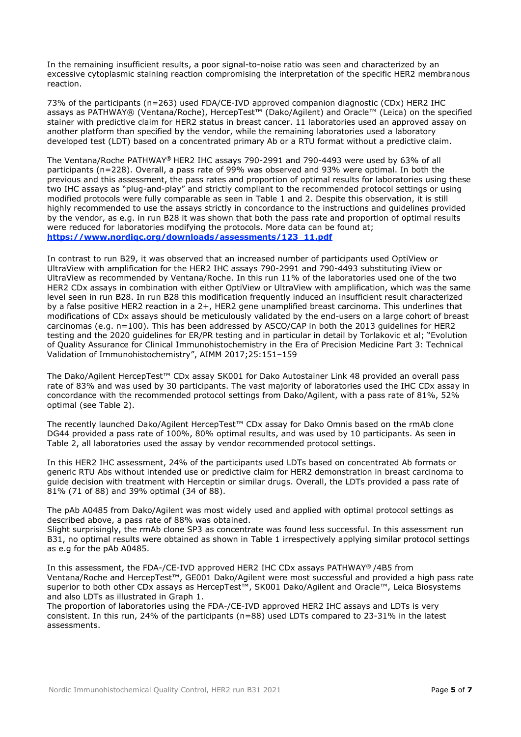In the remaining insufficient results, a poor signal-to-noise ratio was seen and characterized by an excessive cytoplasmic staining reaction compromising the interpretation of the specific HER2 membranous reaction.

73% of the participants (n=263) used FDA/CE-IVD approved companion diagnostic (CDx) HER2 IHC assays as PATHWAY® (Ventana/Roche), HercepTest™ (Dako/Agilent) and Oracle™ (Leica) on the specified stainer with predictive claim for HER2 status in breast cancer. 11 laboratories used an approved assay on another platform than specified by the vendor, while the remaining laboratories used a laboratory developed test (LDT) based on a concentrated primary Ab or a RTU format without a predictive claim.

The Ventana/Roche PATHWAY® HER2 IHC assays 790-2991 and 790-4493 were used by 63% of all participants (n=228). Overall, a pass rate of 99% was observed and 93% were optimal. In both the previous and this assessment, the pass rates and proportion of optimal results for laboratories using these two IHC assays as "plug-and-play" and strictly compliant to the recommended protocol settings or using modified protocols were fully comparable as seen in Table 1 and 2. Despite this observation, it is still highly recommended to use the assays strictly in concordance to the instructions and guidelines provided by the vendor, as e.g. in run B28 it was shown that both the pass rate and proportion of optimal results were reduced for laboratories modifying the protocols. More data can be found at; **https://www.nordiqc.org/downloads/assessments/123_11.pdf**

In contrast to run B29, it was observed that an increased number of participants used OptiView or UltraView with amplification for the HER2 IHC assays 790-2991 and 790-4493 substituting iView or UltraView as recommended by Ventana/Roche. In this run 11% of the laboratories used one of the two HER2 CDx assays in combination with either OptiView or UltraView with amplification, which was the same level seen in run B28. In run B28 this modification frequently induced an insufficient result characterized by a false positive HER2 reaction in a 2+, HER2 gene unamplified breast carcinoma. This underlines that modifications of CDx assays should be meticulously validated by the end-users on a large cohort of breast carcinomas (e.g. n=100). This has been addressed by ASCO/CAP in both the 2013 guidelines for HER2 testing and the 2020 guidelines for ER/PR testing and in particular in detail by Torlakovic et al; "Evolution of Quality Assurance for Clinical Immunohistochemistry in the Era of Precision Medicine Part 3: Technical Validation of Immunohistochemistry", AIMM 2017;25:151–159

The Dako/Agilent HercepTest™ CDx assay SK001 for Dako Autostainer Link 48 provided an overall pass rate of 83% and was used by 30 participants. The vast majority of laboratories used the IHC CDx assay in concordance with the recommended protocol settings from Dako/Agilent, with a pass rate of 81%, 52% optimal (see Table 2).

The recently launched Dako/Agilent HercepTest™ CDx assay for Dako Omnis based on the rmAb clone DG44 provided a pass rate of 100%, 80% optimal results, and was used by 10 participants. As seen in Table 2, all laboratories used the assay by vendor recommended protocol settings.

In this HER2 IHC assessment, 24% of the participants used LDTs based on concentrated Ab formats or generic RTU Abs without intended use or predictive claim for HER2 demonstration in breast carcinoma to guide decision with treatment with Herceptin or similar drugs. Overall, the LDTs provided a pass rate of 81% (71 of 88) and 39% optimal (34 of 88).

The pAb A0485 from Dako/Agilent was most widely used and applied with optimal protocol settings as described above, a pass rate of 88% was obtained.
Slight surprisingly, the rmAb clone SP3 as concentrate was found less successful. In this assessment run B31, no optimal results were obtained as shown in Table 1 irrespectively applying similar protocol settings as e.g for the pAb A0485.

In this assessment, the FDA-/CE-IVD approved HER2 IHC CDx assays PATHWAY® /4B5 from Ventana/Roche and HercepTest™, GE001 Dako/Agilent were most successful and provided a high pass rate superior to both other CDx assays as HercepTest™, SK001 Dako/Agilent and Oracle™, Leica Biosystems and also LDTs as illustrated in Graph 1.
The proportion of laboratories using the FDA-/CE-IVD approved HER2 IHC assays and LDTs is very consistent. In this run, 24% of the participants (n=88) used LDTs compared to 23-31% in the latest assessments.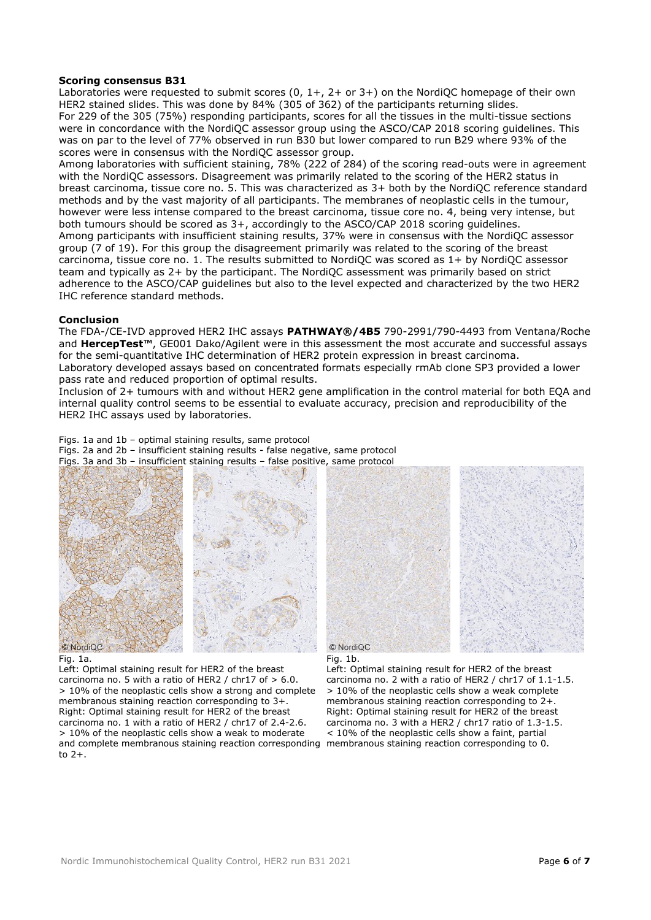**Scoring consensus B31**

Laboratories were requested to submit scores (0, 1+, 2+ or 3+) on the NordiQC homepage of their own HER2 stained slides. This was done by 84% (305 of 362) of the participants returning slides.

For 229 of the 305 (75%) responding participants, scores for all the tissues in the multi-tissue sections were in concordance with the NordiQC assessor group using the ASCO/CAP 2018 scoring guidelines. This was on par to the level of 77% observed in run B30 but lower compared to run B29 where 93% of the scores were in consensus with the NordiQC assessor group.

Among laboratories with sufficient staining, 78% (222 of 284) of the scoring read-outs were in agreement with the NordiQC assessors. Disagreement was primarily related to the scoring of the HER2 status in breast carcinoma, tissue core no. 5. This was characterized as 3+ both by the NordiQC reference standard methods and by the vast majority of all participants. The membranes of neoplastic cells in the tumour, however were less intense compared to the breast carcinoma, tissue core no. 4, being very intense, but both tumours should be scored as 3+, accordingly to the ASCO/CAP 2018 scoring guidelines.

Among participants with insufficient staining results, 37% were in consensus with the NordiQC assessor group (7 of 19). For this group the disagreement primarily was related to the scoring of the breast carcinoma, tissue core no. 1. The results submitted to NordiQC was scored as 1+ by NordiQC assessor team and typically as 2+ by the participant. The NordiQC assessment was primarily based on strict adherence to the ASCO/CAP guidelines but also to the level expected and characterized by the two HER2 IHC reference standard methods.

**Conclusion**

The FDA-/CE-IVD approved HER2 IHC assays **PATHWAY®/4B5** 790-2991/790-4493 from Ventana/Roche and **HercepTest™**, GE001 Dako/Agilent were in this assessment the most accurate and successful assays for the semi-quantitative IHC determination of HER2 protein expression in breast carcinoma.

Laboratory developed assays based on concentrated formats especially rmAb clone SP3 provided a lower pass rate and reduced proportion of optimal results.

Inclusion of 2+ tumours with and without HER2 gene amplification in the control material for both EQA and internal quality control seems to be essential to evaluate accuracy, precision and reproducibility of the HER2 IHC assays used by laboratories.

Figs. 1a and 1b – optimal staining results, same protocol
Figs. 2a and 2b – insufficient staining results - false negative, same protocol
Figs. 3a and 3b – insufficient staining results – false positive, same protocol

Fig. 1a.
Left: Optimal staining result for HER2 of the breast carcinoma no. 5 with a ratio of HER2 / chr17 of > 6.0. > 10% of the neoplastic cells show a strong and complete membranous staining reaction corresponding to 3+.
Right: Optimal staining result for HER2 of the breast carcinoma no. 1 with a ratio of HER2 / chr17 of 2.4-2.6. > 10% of the neoplastic cells show a weak to moderate and complete membranous staining reaction corresponding to 2+.

Fig. 1b.
Left: Optimal staining result for HER2 of the breast carcinoma no. 2 with a ratio of HER2 / chr17 of 1.1-1.5. > 10% of the neoplastic cells show a weak complete membranous staining reaction corresponding to 2+.
Right: Optimal staining result for HER2 of the breast carcinoma no. 3 with a HER2 / chr17 ratio of 1.3-1.5. < 10% of the neoplastic cells show a faint, partial membranous staining reaction corresponding to 0.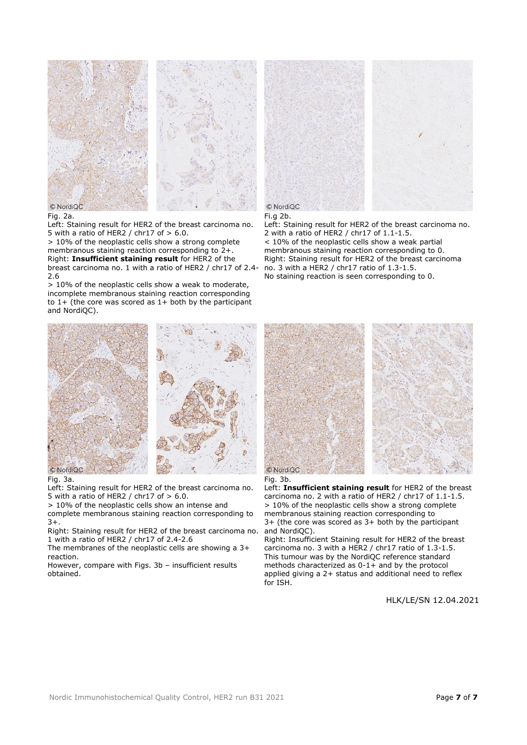Fig. 2a.
Left: Staining result for HER2 of the breast carcinoma no. 5 with a ratio of HER2 / chr17 of > 6.0.
> 10% of the neoplastic cells show a strong complete membranous staining reaction corresponding to 2+.
Right: **Insufficient staining result** for HER2 of the breast carcinoma no. 1 with a ratio of HER2 / chr17 of 2.4-2.6
> 10% of the neoplastic cells show a weak to moderate, incomplete membranous staining reaction corresponding to 1+ (the core was scored as 1+ both by the participant and NordiQC).

Fi.g 2b.
Left: Staining result for HER2 of the breast carcinoma no. 2 with a ratio of HER2 / chr17 of 1.1-1.5.
< 10% of the neoplastic cells show a weak partial membranous staining reaction corresponding to 0.
Right: Staining result for HER2 of the breast carcinoma no. 3 with a HER2 / chr17 ratio of 1.3-1.5.
No staining reaction is seen corresponding to 0.

Fig. 3a.
Left: Staining result for HER2 of the breast carcinoma no. 5 with a ratio of HER2 / chr17 of > 6.0.
> 10% of the neoplastic cells show an intense and complete membranous staining reaction corresponding to 3+.
Right: Staining result for HER2 of the breast carcinoma no. 1 with a ratio of HER2 / chr17 of 2.4-2.6
The membranes of the neoplastic cells are showing a 3+ reaction.
However, compare with Figs. 3b – insufficient results obtained.

Fig. 3b.
Left: **Insufficient staining result** for HER2 of the breast carcinoma no. 2 with a ratio of HER2 / chr17 of 1.1-1.5.
> 10% of the neoplastic cells show a strong complete membranous staining reaction corresponding to 3+ (the core was scored as 3+ both by the participant and NordiQC).
Right: Insufficient Staining result for HER2 of the breast carcinoma no. 3 with a HER2 / chr17 ratio of 1.3-1.5.
This tumour was by the NordiQC reference standard methods characterized as 0-1+ and by the protocol applied giving a 2+ status and additional need to reflex for ISH.

HLK/LE/SN 12.04.2021